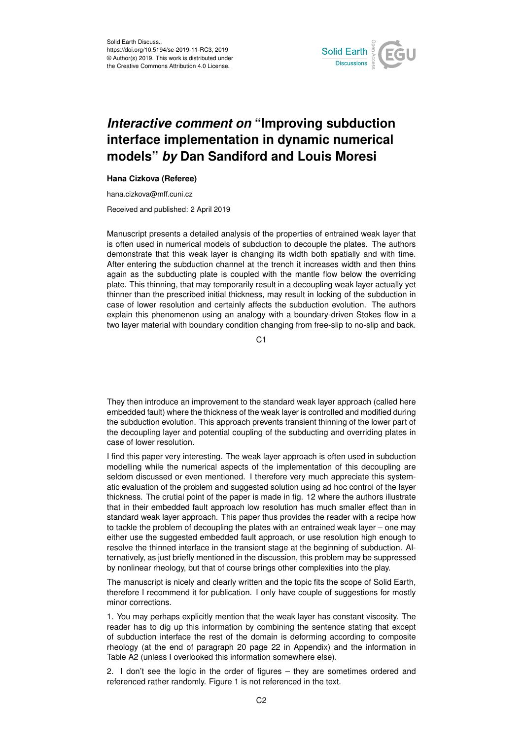# *Interactive comment on* "Improving subduction interface implementation in dynamic numerical models" *by* Dan Sandiford and Louis Moresi

**Hana Cizkova (Referee)**

hana.cizkova@mff.cuni.cz

Received and published: 2 April 2019

Manuscript presents a detailed analysis of the properties of entrained weak layer that is often used in numerical models of subduction to decouple the plates. The authors demonstrate that this weak layer is changing its width both spatially and with time. After entering the subduction channel at the trench it increases width and then thins again as the subducting plate is coupled with the mantle flow below the overriding plate. This thinning, that may temporarily result in a decoupling weak layer actually yet thinner than the prescribed initial thickness, may result in locking of the subduction in case of lower resolution and certainly affects the subduction evolution. The authors explain this phenomenon using an analogy with a boundary-driven Stokes flow in a two layer material with boundary condition changing from free-slip to no-slip and back.

They then introduce an improvement to the standard weak layer approach (called here embedded fault) where the thickness of the weak layer is controlled and modified during the subduction evolution. This approach prevents transient thinning of the lower part of the decoupling layer and potential coupling of the subducting and overriding plates in case of lower resolution.

I find this paper very interesting. The weak layer approach is often used in subduction modelling while the numerical aspects of the implementation of this decoupling are seldom discussed or even mentioned. I therefore very much appreciate this systematic evaluation of the problem and suggested solution using ad hoc control of the layer thickness. The crutial point of the paper is made in fig. 12 where the authors illustrate that in their embedded fault approach low resolution has much smaller effect than in standard weak layer approach. This paper thus provides the reader with a recipe how to tackle the problem of decoupling the plates with an entrained weak layer – one may either use the suggested embedded fault approach, or use resolution high enough to resolve the thinned interface in the transient stage at the beginning of subduction. Alternatively, as just briefly mentioned in the discussion, this problem may be suppressed by nonlinear rheology, but that of course brings other complexities into the play.

The manuscript is nicely and clearly written and the topic fits the scope of Solid Earth, therefore I recommend it for publication. I only have couple of suggestions for mostly minor corrections.

1. You may perhaps explicitly mention that the weak layer has constant viscosity. The reader has to dig up this information by combining the sentence stating that except of subduction interface the rest of the domain is deforming according to composite rheology (at the end of paragraph 20 page 22 in Appendix) and the information in Table A2 (unless I overlooked this information somewhere else).

2. I don't see the logic in the order of figures – they are sometimes ordered and referenced rather randomly. Figure 1 is not referenced in the text.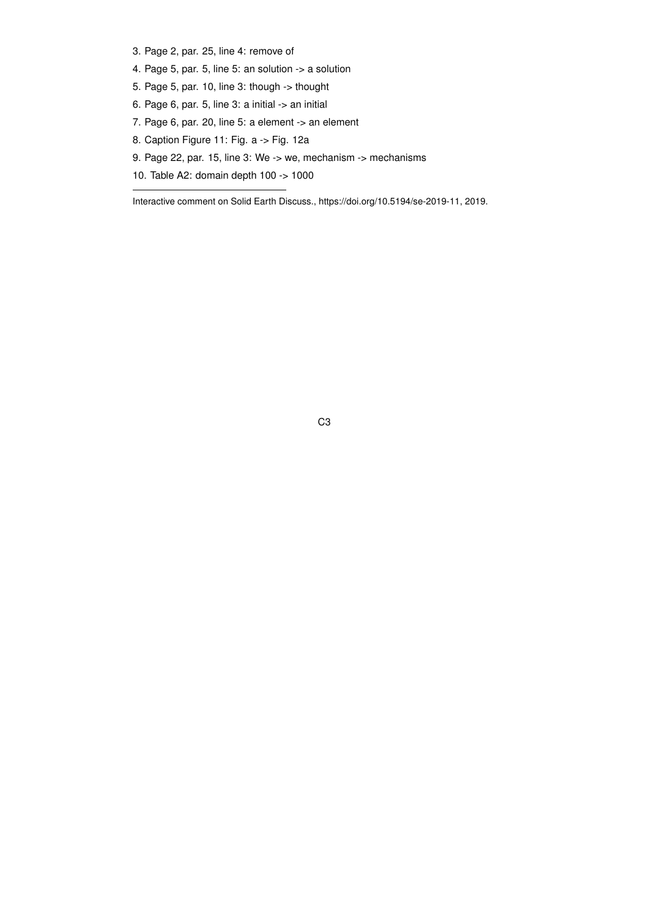3. Page 2, par. 25, line 4: remove of
4. Page 5, par. 5, line 5: an solution -> a solution
5. Page 5, par. 10, line 3: though -> thought
6. Page 6, par. 5, line 3: a initial -> an initial
7. Page 6, par. 20, line 5: a element -> an element
8. Caption Figure 11: Fig. a -> Fig. 12a
9. Page 22, par. 15, line 3: We -> we, mechanism -> mechanisms
10. Table A2: domain depth 100 -> 1000

---

Interactive comment on Solid Earth Discuss., https://doi.org/10.5194/se-2019-11, 2019.